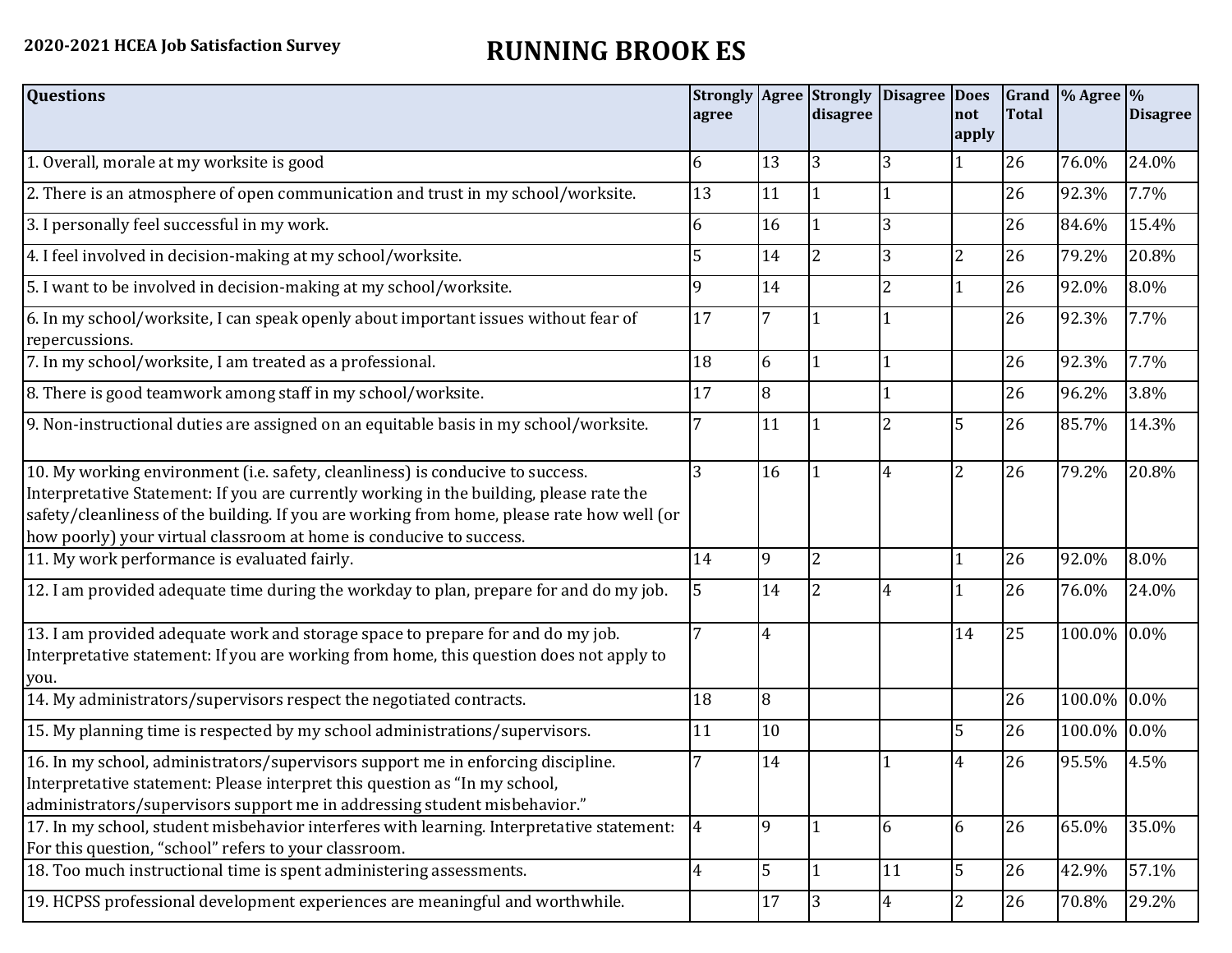**2020-2021 HCEA Job Satisfaction Survey**

# RUNNING BROOK ES

| Questions | Strongly agree | Agree | Strongly disagree | Disagree | Does not apply | Grand Total | % Agree | % Disagree |
|---|---|---|---|---|---|---|---|---|
| 1. Overall, morale at my worksite is good | 6 | 13 | 3 | 3 | 1 | 26 | 76.0% | 24.0% |
| 2. There is an atmosphere of open communication and trust in my school/worksite. | 13 | 11 | 1 | 1 | | 26 | 92.3% | 7.7% |
| 3. I personally feel successful in my work. | 6 | 16 | 1 | 3 | | 26 | 84.6% | 15.4% |
| 4. I feel involved in decision-making at my school/worksite. | 5 | 14 | 2 | 3 | 2 | 26 | 79.2% | 20.8% |
| 5. I want to be involved in decision-making at my school/worksite. | 9 | 14 | | 2 | 1 | 26 | 92.0% | 8.0% |
| 6. In my school/worksite, I can speak openly about important issues without fear of repercussions. | 17 | 7 | 1 | 1 | | 26 | 92.3% | 7.7% |
| 7. In my school/worksite, I am treated as a professional. | 18 | 6 | 1 | 1 | | 26 | 92.3% | 7.7% |
| 8. There is good teamwork among staff in my school/worksite. | 17 | 8 | | 1 | | 26 | 96.2% | 3.8% |
| 9. Non-instructional duties are assigned on an equitable basis in my school/worksite. | 7 | 11 | 1 | 2 | 5 | 26 | 85.7% | 14.3% |
| 10. My working environment (i.e. safety, cleanliness) is conducive to success. Interpretative Statement: If you are currently working in the building, please rate the safety/cleanliness of the building. If you are working from home, please rate how well (or how poorly) your virtual classroom at home is conducive to success. | 3 | 16 | 1 | 4 | 2 | 26 | 79.2% | 20.8% |
| 11. My work performance is evaluated fairly. | 14 | 9 | 2 | | 1 | 26 | 92.0% | 8.0% |
| 12. I am provided adequate time during the workday to plan, prepare for and do my job. | 5 | 14 | 2 | 4 | 1 | 26 | 76.0% | 24.0% |
| 13. I am provided adequate work and storage space to prepare for and do my job. Interpretative statement: If you are working from home, this question does not apply to you. | 7 | 4 | | | 14 | 25 | 100.0% | 0.0% |
| 14. My administrators/supervisors respect the negotiated contracts. | 18 | 8 | | | | 26 | 100.0% | 0.0% |
| 15. My planning time is respected by my school administrations/supervisors. | 11 | 10 | | | 5 | 26 | 100.0% | 0.0% |
| 16. In my school, administrators/supervisors support me in enforcing discipline. Interpretative statement: Please interpret this question as "In my school, administrators/supervisors support me in addressing student misbehavior." | 7 | 14 | | 1 | 4 | 26 | 95.5% | 4.5% |
| 17. In my school, student misbehavior interferes with learning. Interpretative statement: For this question, "school" refers to your classroom. | 4 | 9 | 1 | 6 | 6 | 26 | 65.0% | 35.0% |
| 18. Too much instructional time is spent administering assessments. | 4 | 5 | 1 | 11 | 5 | 26 | 42.9% | 57.1% |
| 19. HCPSS professional development experiences are meaningful and worthwhile. | | 17 | 3 | 4 | 2 | 26 | 70.8% | 29.2% |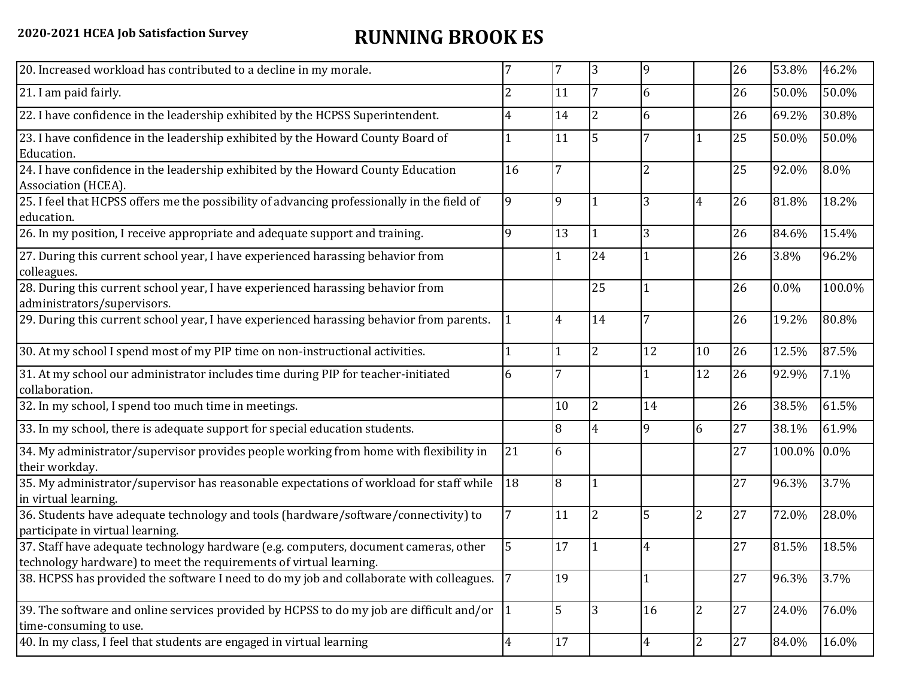# RUNNING BROOK ES

2020-2021 HCEA Job Satisfaction Survey

| | | | | | | | | |
|---|---|---|---|---|---|---|---|---|
| 20. Increased workload has contributed to a decline in my morale. | 7 | 7 | 3 | 9 | | 26 | 53.8% | 46.2% |
| 21. I am paid fairly. | 2 | 11 | 7 | 6 | | 26 | 50.0% | 50.0% |
| 22. I have confidence in the leadership exhibited by the HCPSS Superintendent. | 4 | 14 | 2 | 6 | | 26 | 69.2% | 30.8% |
| 23. I have confidence in the leadership exhibited by the Howard County Board of Education. | 1 | 11 | 5 | 7 | 1 | 25 | 50.0% | 50.0% |
| 24. I have confidence in the leadership exhibited by the Howard County Education Association (HCEA). | 16 | 7 | | 2 | | 25 | 92.0% | 8.0% |
| 25. I feel that HCPSS offers me the possibility of advancing professionally in the field of education. | 9 | 9 | 1 | 3 | 4 | 26 | 81.8% | 18.2% |
| 26. In my position, I receive appropriate and adequate support and training. | 9 | 13 | 1 | 3 | | 26 | 84.6% | 15.4% |
| 27. During this current school year, I have experienced harassing behavior from colleagues. | | 1 | 24 | 1 | | 26 | 3.8% | 96.2% |
| 28. During this current school year, I have experienced harassing behavior from administrators/supervisors. | | | 25 | 1 | | 26 | 0.0% | 100.0% |
| 29. During this current school year, I have experienced harassing behavior from parents. | 1 | 4 | 14 | 7 | | 26 | 19.2% | 80.8% |
| 30. At my school I spend most of my PIP time on non-instructional activities. | 1 | 1 | 2 | 12 | 10 | 26 | 12.5% | 87.5% |
| 31. At my school our administrator includes time during PIP for teacher-initiated collaboration. | 6 | 7 | | 1 | 12 | 26 | 92.9% | 7.1% |
| 32. In my school, I spend too much time in meetings. | | 10 | 2 | 14 | | 26 | 38.5% | 61.5% |
| 33. In my school, there is adequate support for special education students. | | 8 | 4 | 9 | 6 | 27 | 38.1% | 61.9% |
| 34. My administrator/supervisor provides people working from home with flexibility in their workday. | 21 | 6 | | | | 27 | 100.0% | 0.0% |
| 35. My administrator/supervisor has reasonable expectations of workload for staff while in virtual learning. | 18 | 8 | 1 | | | 27 | 96.3% | 3.7% |
| 36. Students have adequate technology and tools (hardware/software/connectivity) to participate in virtual learning. | 7 | 11 | 2 | 5 | 2 | 27 | 72.0% | 28.0% |
| 37. Staff have adequate technology hardware (e.g. computers, document cameras, other technology hardware) to meet the requirements of virtual learning. | 5 | 17 | 1 | 4 | | 27 | 81.5% | 18.5% |
| 38. HCPSS has provided the software I need to do my job and collaborate with colleagues. | 7 | 19 | | 1 | | 27 | 96.3% | 3.7% |
| 39. The software and online services provided by HCPSS to do my job are difficult and/or time-consuming to use. | 1 | 5 | 3 | 16 | 2 | 27 | 24.0% | 76.0% |
| 40. In my class, I feel that students are engaged in virtual learning | 4 | 17 | | 4 | 2 | 27 | 84.0% | 16.0% |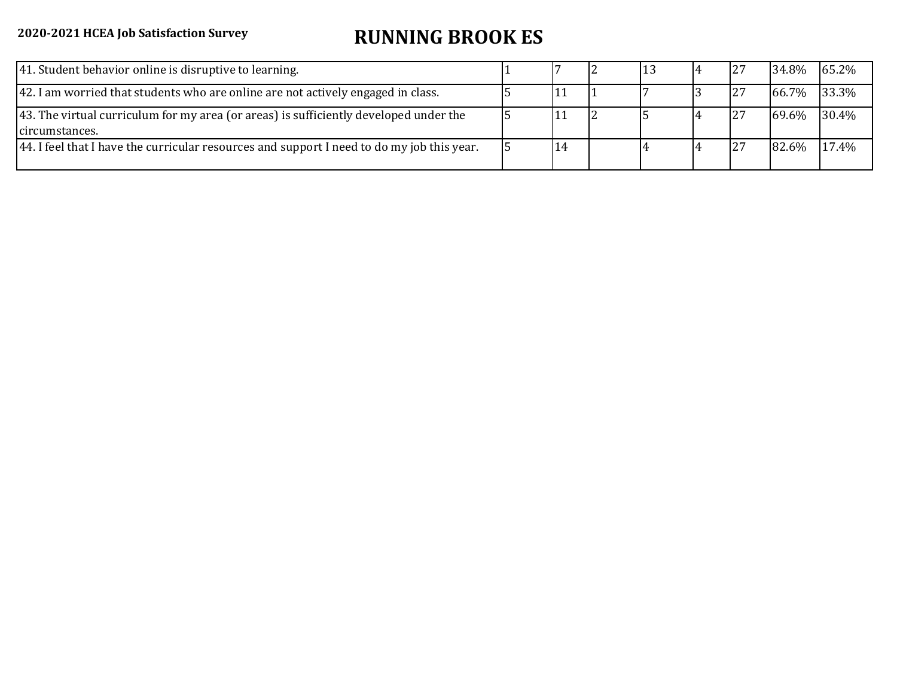2020-2021 HCEA Job Satisfaction Survey

# RUNNING BROOK ES

| | | | | | | | | |
|---|---|---|---|---|---|---|---|---|
| 41. Student behavior online is disruptive to learning. | 1 | 7 | 2 | 13 | 4 | 27 | 34.8% | 65.2% |
| 42. I am worried that students who are online are not actively engaged in class. | 5 | 11 | 1 | 7 | 3 | 27 | 66.7% | 33.3% |
| 43. The virtual curriculum for my area (or areas) is sufficiently developed under the circumstances. | 5 | 11 | 2 | 5 | 4 | 27 | 69.6% | 30.4% |
| 44. I feel that I have the curricular resources and support I need to do my job this year. | 5 | 14 | | 4 | 4 | 27 | 82.6% | 17.4% |